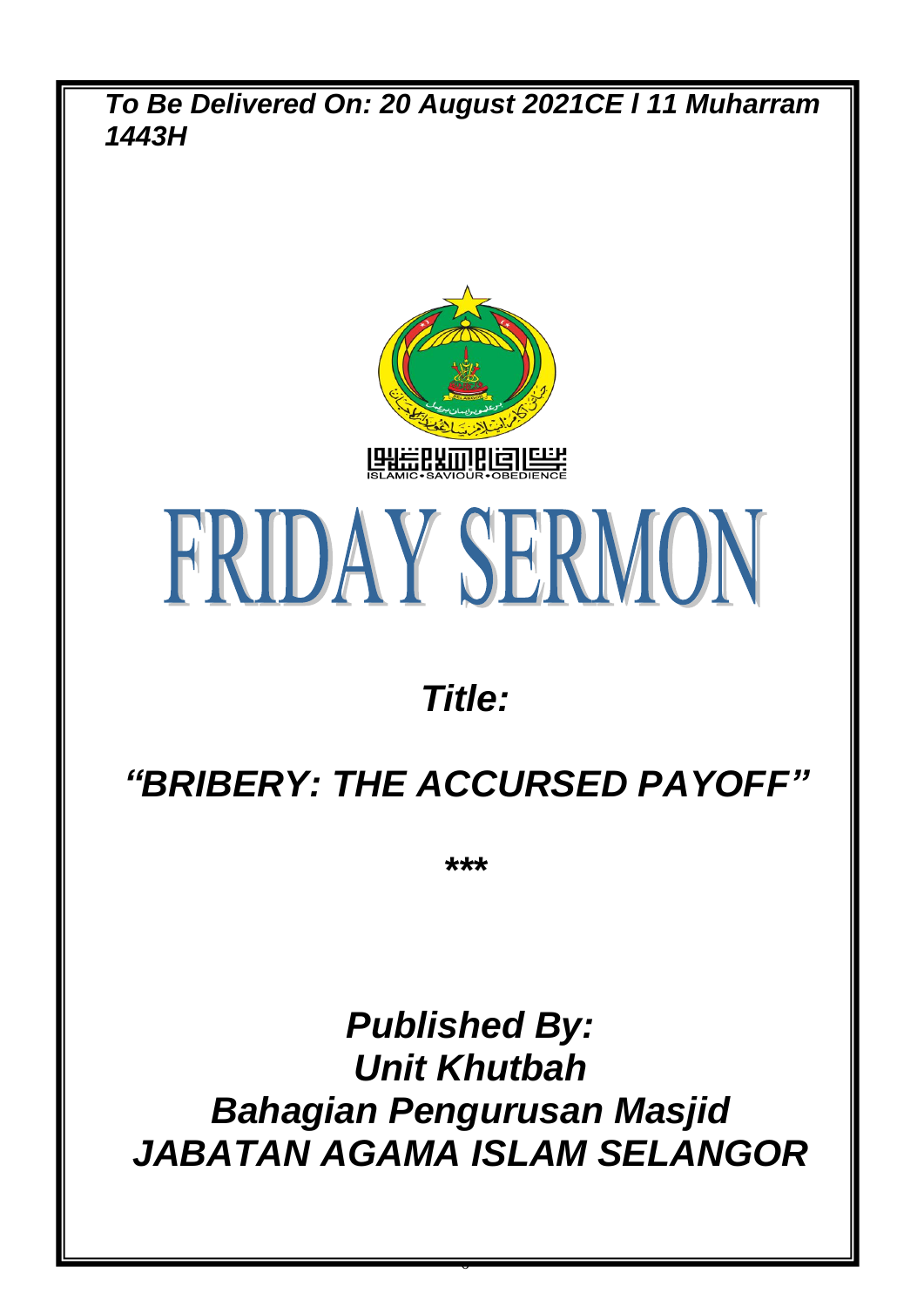*To Be Delivered On: 20 August 2021CE l 11 Muharram 1443H*

ISLAMIC • SAVIOUR • OBEDIENCE

# FRIDAY SERMON

## *Title:*

## *"BRIBERY: THE ACCURSED PAYOFF"*

***

## *Published By:*
## *Unit Khutbah*
## *Bahagian Pengurusan Masjid*
## *JABATAN AGAMA ISLAM SELANGOR*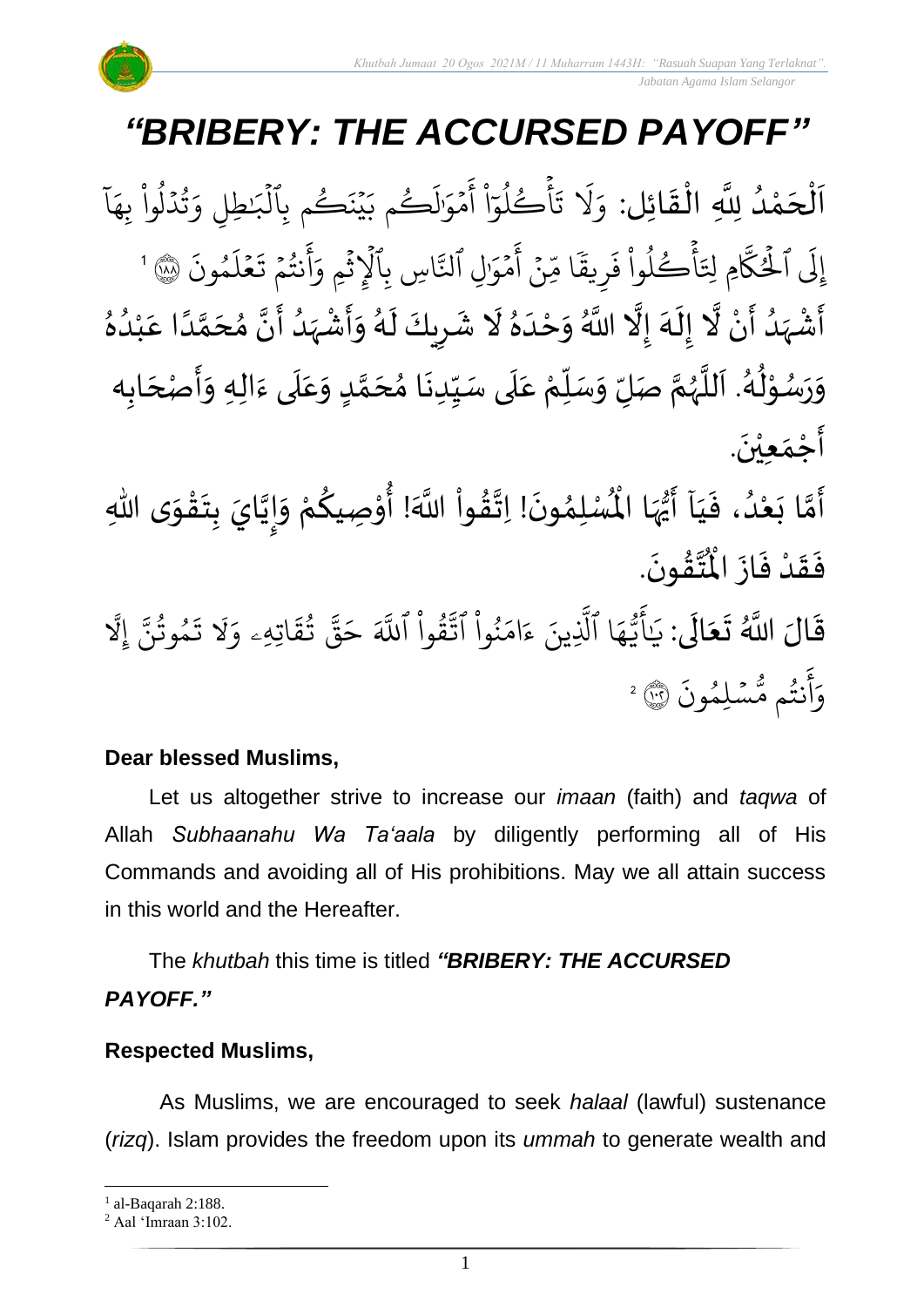# *"BRIBERY: THE ACCURSED PAYOFF"*

اَلْحَمْدُ لِلَّهِ الْقَائِل: وَلَا تَأْكُلُوٓاْ أَمْوَٰلَكُم بَيْنَكُم بِٱلْبَٰطِلِ وَتُدْلُواْ بِهَآ إِلَى ٱلْحُكَّامِ لِتَأْكُلُواْ فَرِيقًا مِّنْ أَمْوَٰلِ ٱلنَّاسِ بِٱلْإِثْمِ وَأَنتُمْ تَعْلَمُونَ ﴿١٨٨﴾ [1]

أَشْهَدُ أَنْ لَّا إِلَهَ إِلَّا اللَّهُ وَحْدَهُ لَا شَرِيكَ لَهُ وَأَشْهَدُ أَنَّ مُحَمَّدًا عَبْدُهُ وَرَسُوْلُهُ. اَللَّهُمَّ صَلِّ وَسَلِّمْ عَلَى سَيِّدِنَا مُحَمَّدٍ وَعَلَى ءَالِهِ وَأَصْحَابِه أَجْمَعِيْنَ.

أَمَّا بَعْدُ، فَيَآ أَيُّهَا الْمُسْلِمُونَ! اِتَّقُواْ اللَّهَ! أُوْصِيكُمْ وَإِيَّايَ بِتَقْوَى اللهِ فَقَدْ فَازَ الْمُتَّقُونَ.

قَالَ اللَّهُ تَعَالَى: يَٰٓأَيُّهَا ٱلَّذِينَ ءَامَنُواْ ٱتَّقُواْ ٱللَّهَ حَقَّ تُقَاتِهِۦ وَلَا تَمُوتُنَّ إِلَّا وَأَنتُم مُّسْلِمُونَ ﴿١٠٢﴾ [2]

**Dear blessed Muslims,**

Let us altogether strive to increase our *imaan* (faith) and *taqwa* of Allah *Subhaanahu Wa Ta'aala* by diligently performing all of His Commands and avoiding all of His prohibitions. May we all attain success in this world and the Hereafter.

The *khutbah* this time is titled ***"BRIBERY: THE ACCURSED PAYOFF."***

**Respected Muslims,**

As Muslims, we are encouraged to seek *halaal* (lawful) sustenance (*rizq*). Islam provides the freedom upon its *ummah* to generate wealth and

---

[1] al-Baqarah 2:188.

[2] Aal 'Imraan 3:102.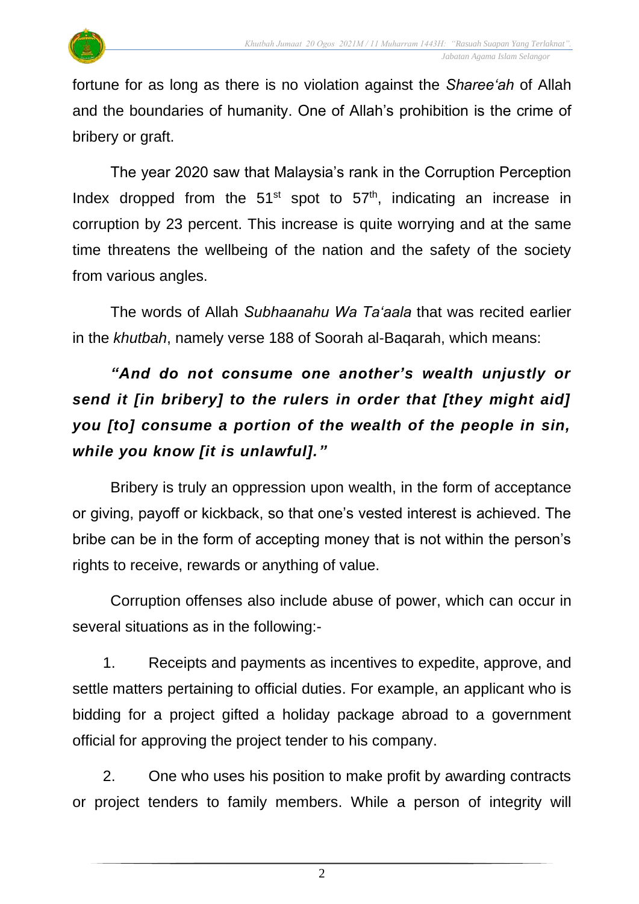fortune for as long as there is no violation against the *Sharee'ah* of Allah and the boundaries of humanity. One of Allah's prohibition is the crime of bribery or graft.

The year 2020 saw that Malaysia's rank in the Corruption Perception Index dropped from the 51st spot to 57th, indicating an increase in corruption by 23 percent. This increase is quite worrying and at the same time threatens the wellbeing of the nation and the safety of the society from various angles.

The words of Allah *Subhaanahu Wa Ta'aala* that was recited earlier in the *khutbah*, namely verse 188 of Soorah al-Baqarah, which means:

***"And do not consume one another's wealth unjustly or send it [in bribery] to the rulers in order that [they might aid] you [to] consume a portion of the wealth of the people in sin, while you know [it is unlawful]."***

Bribery is truly an oppression upon wealth, in the form of acceptance or giving, payoff or kickback, so that one's vested interest is achieved. The bribe can be in the form of accepting money that is not within the person's rights to receive, rewards or anything of value.

Corruption offenses also include abuse of power, which can occur in several situations as in the following:-

1. Receipts and payments as incentives to expedite, approve, and settle matters pertaining to official duties. For example, an applicant who is bidding for a project gifted a holiday package abroad to a government official for approving the project tender to his company.

2. One who uses his position to make profit by awarding contracts or project tenders to family members. While a person of integrity will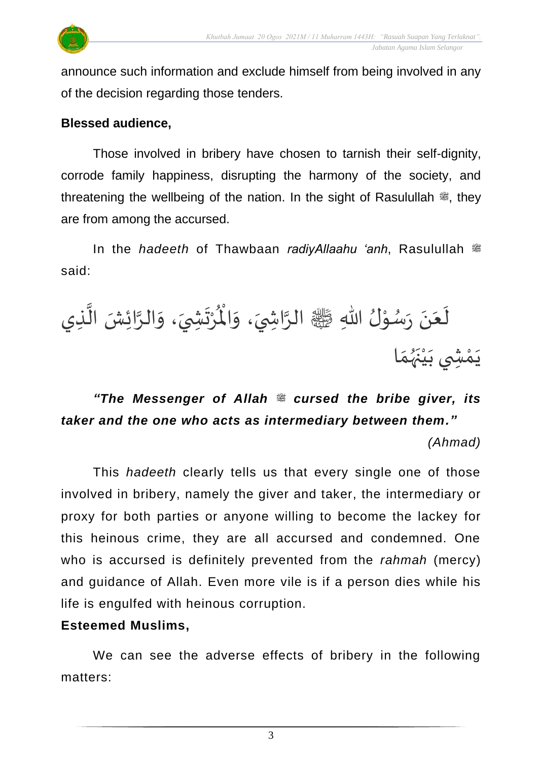announce such information and exclude himself from being involved in any of the decision regarding those tenders.

**Blessed audience,**

Those involved in bribery have chosen to tarnish their self-dignity, corrode family happiness, disrupting the harmony of the society, and threatening the wellbeing of the nation. In the sight of Rasulullah ﷺ, they are from among the accursed.

In the *hadeeth* of Thawbaan *radiyAllaahu 'anh*, Rasulullah ﷺ said:

لَعَنَ رَسُوْلُ اللهِ ﷺ الرَّاشِيَ، وَالْمُرْتَشِيَ، وَالرَّائِشَ الَّذِي يَمْشِي بَيْنَهُمَا

***"The Messenger of Allah ﷺ cursed the bribe giver, its taker and the one who acts as intermediary between them."***

*(Ahmad)*

This *hadeeth* clearly tells us that every single one of those involved in bribery, namely the giver and taker, the intermediary or proxy for both parties or anyone willing to become the lackey for this heinous crime, they are all accursed and condemned. One who is accursed is definitely prevented from the *rahmah* (mercy) and guidance of Allah. Even more vile is if a person dies while his life is engulfed with heinous corruption.

**Esteemed Muslims,**

We can see the adverse effects of bribery in the following matters: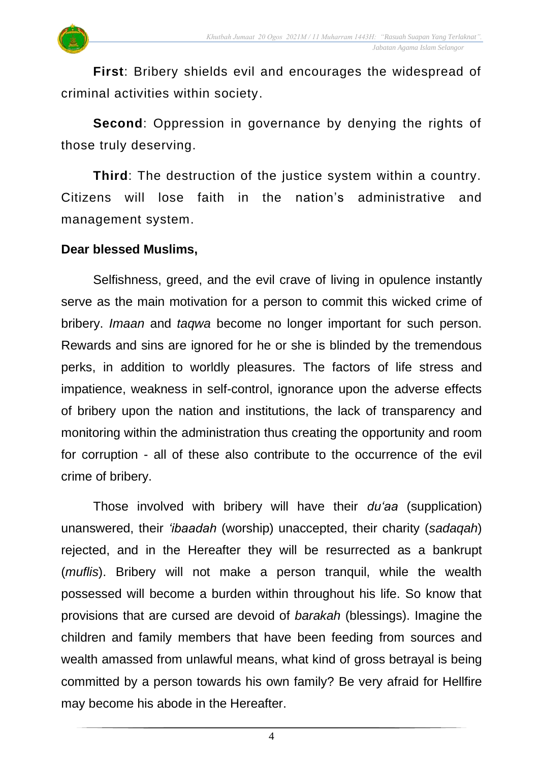**First**: Bribery shields evil and encourages the widespread of criminal activities within society.

**Second**: Oppression in governance by denying the rights of those truly deserving.

**Third**: The destruction of the justice system within a country. Citizens will lose faith in the nation's administrative and management system.

**Dear blessed Muslims,**

Selfishness, greed, and the evil crave of living in opulence instantly serve as the main motivation for a person to commit this wicked crime of bribery. *Imaan* and *taqwa* become no longer important for such person. Rewards and sins are ignored for he or she is blinded by the tremendous perks, in addition to worldly pleasures. The factors of life stress and impatience, weakness in self-control, ignorance upon the adverse effects of bribery upon the nation and institutions, the lack of transparency and monitoring within the administration thus creating the opportunity and room for corruption - all of these also contribute to the occurrence of the evil crime of bribery.

Those involved with bribery will have their *du'aa* (supplication) unanswered, their *'ibaadah* (worship) unaccepted, their charity (*sadaqah*) rejected, and in the Hereafter they will be resurrected as a bankrupt (*muflis*). Bribery will not make a person tranquil, while the wealth possessed will become a burden within throughout his life. So know that provisions that are cursed are devoid of *barakah* (blessings). Imagine the children and family members that have been feeding from sources and wealth amassed from unlawful means, what kind of gross betrayal is being committed by a person towards his own family? Be very afraid for Hellfire may become his abode in the Hereafter.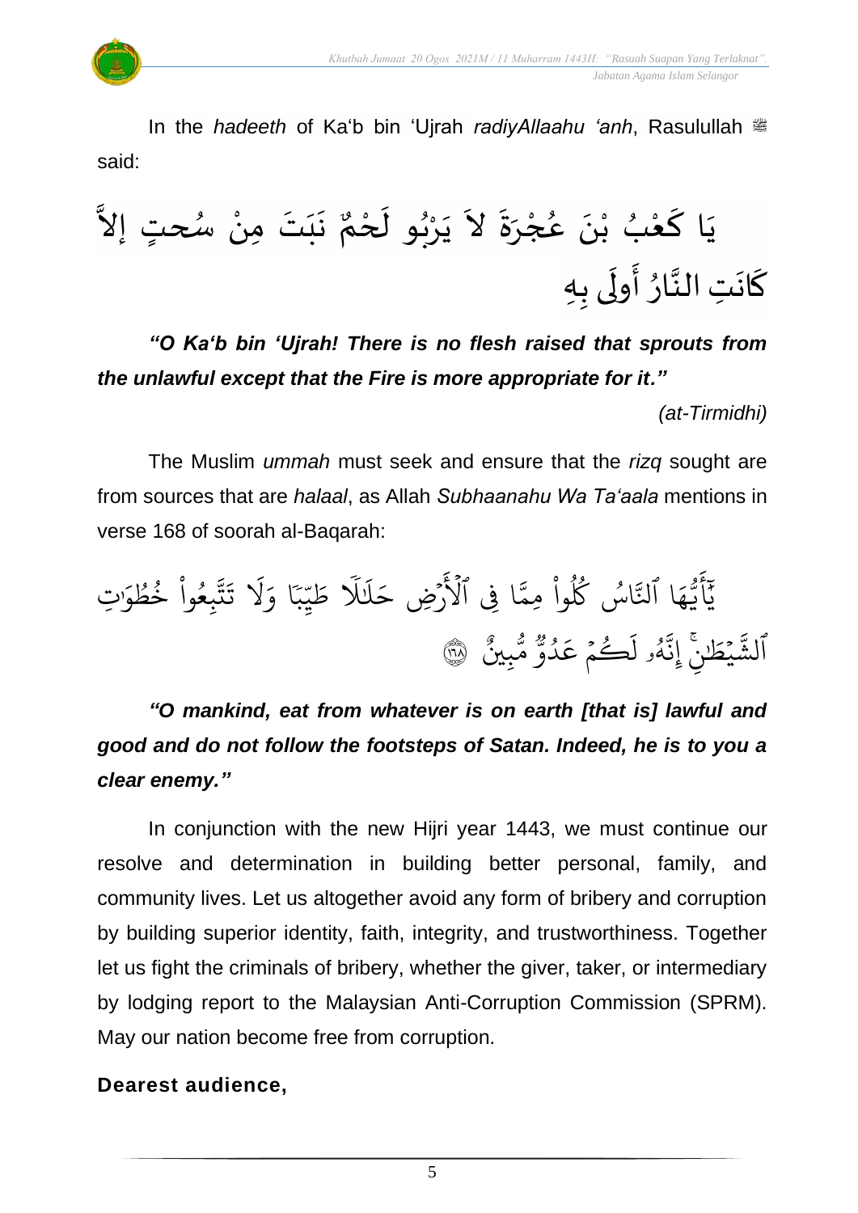In the *hadeeth* of Ka'b bin 'Ujrah *radiyAllaahu 'anh*, Rasulullah ﷺ said:

يَا كَعْبُ بْنَ عُجْرَةَ لاَ يَرْبُو لَحْمٌ نَبَتَ مِنْ سُحتٍ إلاَّ كَانَتِ النَّارُ أَولَى بِهِ

***"O Ka'b bin 'Ujrah! There is no flesh raised that sprouts from the unlawful except that the Fire is more appropriate for it."***

*(at-Tirmidhi)*

The Muslim *ummah* must seek and ensure that the *rizq* sought are from sources that are *halaal*, as Allah *Subhaanahu Wa Ta'aala* mentions in verse 168 of soorah al-Baqarah:

يَٰٓأَيُّهَا ٱلنَّاسُ كُلُوا۟ مِمَّا فِى ٱلْأَرْضِ حَلَٰلًا طَيِّبًا وَلَا تَتَّبِعُوا۟ خُطُوَٰتِ ٱلشَّيْطَٰنِ ۚ إِنَّهُۥ لَكُمْ عَدُوٌّ مُّبِينٌ ﴿١٦٨﴾

***"O mankind, eat from whatever is on earth [that is] lawful and good and do not follow the footsteps of Satan. Indeed, he is to you a clear enemy."***

In conjunction with the new Hijri year 1443, we must continue our resolve and determination in building better personal, family, and community lives. Let us altogether avoid any form of bribery and corruption by building superior identity, faith, integrity, and trustworthiness. Together let us fight the criminals of bribery, whether the giver, taker, or intermediary by lodging report to the Malaysian Anti-Corruption Commission (SPRM). May our nation become free from corruption.

**Dearest audience,**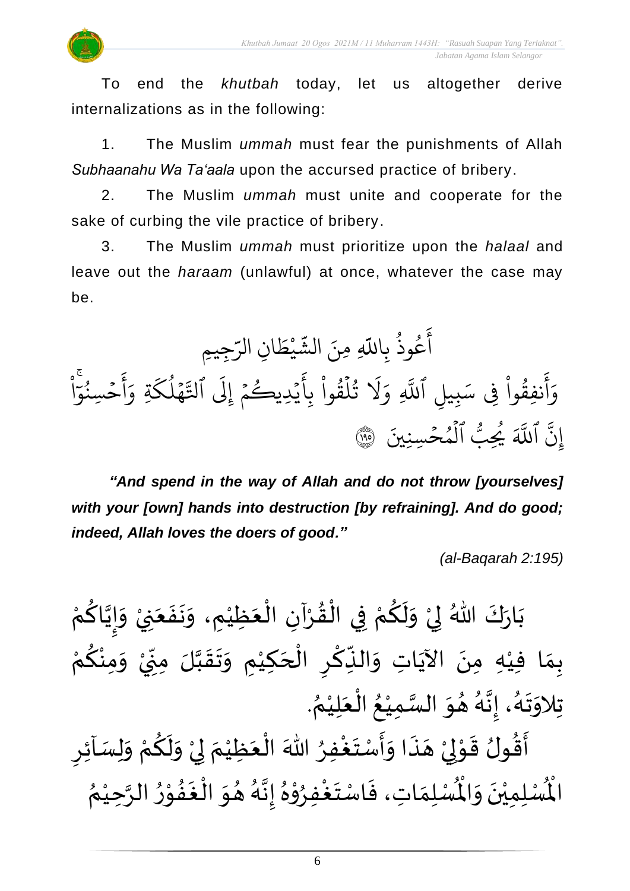To end the *khutbah* today, let us altogether derive internalizations as in the following:

1. The Muslim *ummah* must fear the punishments of Allah *Subhaanahu Wa Ta'aala* upon the accursed practice of bribery.

2. The Muslim *ummah* must unite and cooperate for the sake of curbing the vile practice of bribery.

3. The Muslim *ummah* must prioritize upon the *halaal* and leave out the *haraam* (unlawful) at once, whatever the case may be.

أَعُوذُ بِاللَّهِ مِنَ الشَّيْطَانِ الرَّجِيمِ

وَأَنفِقُوا۟ فِى سَبِيلِ ٱللَّهِ وَلَا تُلْقُوا۟ بِأَيْدِيكُمْ إِلَى ٱلتَّهْلُكَةِ ۛ وَأَحْسِنُوٓا۟ ۛ إِنَّ ٱللَّهَ يُحِبُّ ٱلْمُحْسِنِينَ ﴿١٩٥﴾

***"And spend in the way of Allah and do not throw [yourselves] with your [own] hands into destruction [by refraining]. And do good; indeed, Allah loves the doers of good."***

*(al-Baqarah 2:195)*

بَارَكَ اللهُ لِيْ وَلَكُمْ فِي الْقُرْآنِ الْعَظِيْمِ، وَنَفَعَنِيْ وَإِيَّاكُمْ بِمَا فِيْهِ مِنَ الآيَاتِ وَالذِّكْرِ الْحَكِيْمِ وَتَقَبَّلَ مِنِّيْ وَمِنْكُمْ تِلاوَتَهُ، إِنَّهُ هُوَ السَّمِيْعُ الْعَلِيْمُ.

أَقُولُ قَوْلِيْ هَذَا وَأَسْتَغْفِرُ اللهَ الْعَظِيْمَ لِيْ وَلَكُمْ وَلِسَاۤئِرِ الْمُسْلِمِيْنَ وَالْمُسْلِمَاتِ، فَاسْتَغْفِرُوْهُ إِنَّهُ هُوَ الْغَفُوْرُ الرَّحِيْمُ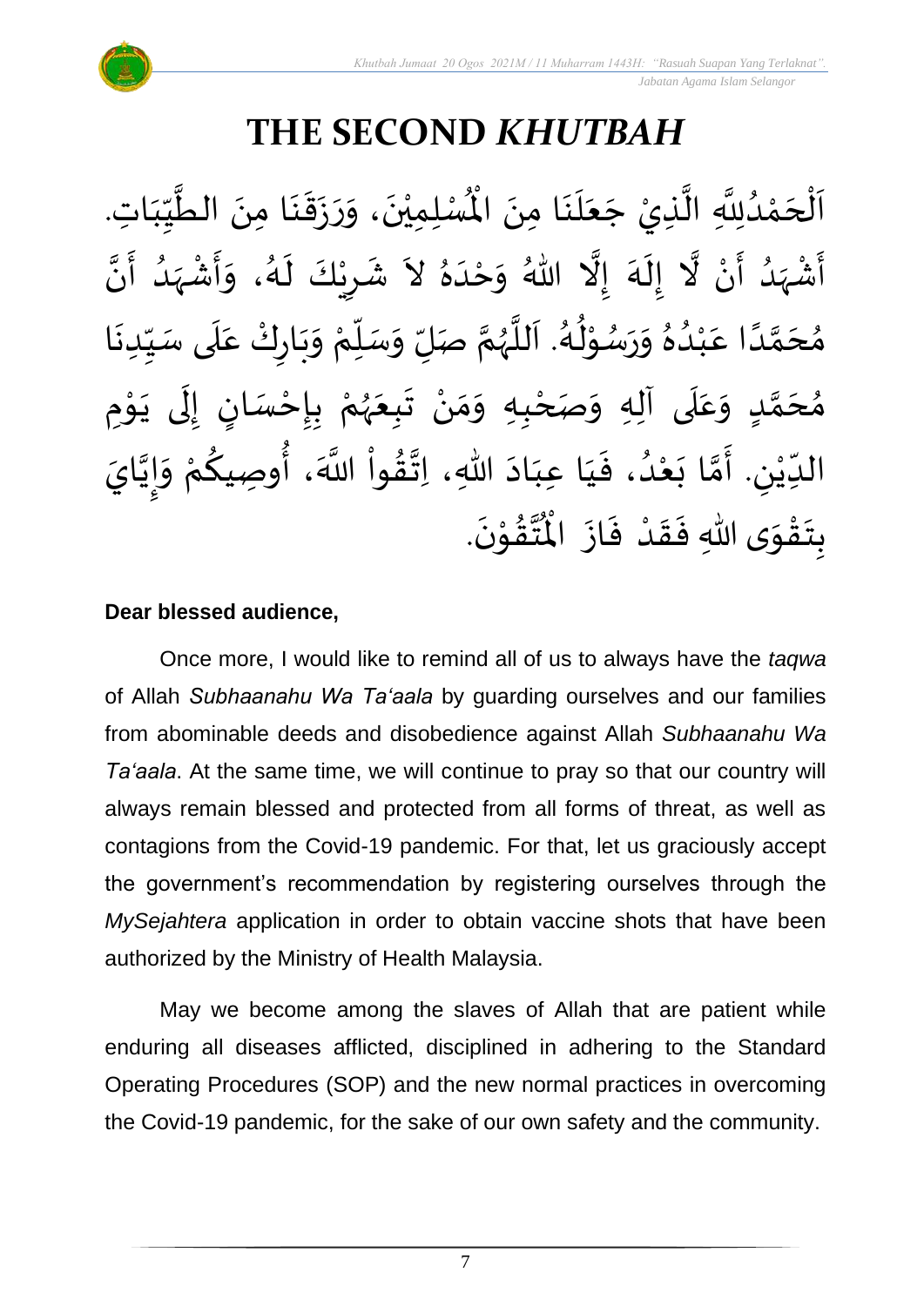# THE SECOND *KHUTBAH*

اَلْحَمْدُلِلَّهِ الَّذِيْ جَعَلَنَا مِنَ الْمُسْلِمِيْنَ، وَرَزَقَنَا مِنَ الطَّيِّبَاتِ. أَشْهَدُ أَنْ لَّا إِلَهَ إِلَّا اللهُ وَحْدَهُ لاَ شَرِيْكَ لَهُ، وَأَشْهَدُ أَنَّ مُحَمَّدًا عَبْدُهُ وَرَسُوْلُهُ. اَللَّهُمَّ صَلِّ وَسَلِّمْ وَبَارِكْ عَلَى سَيِّدِنَا مُحَمَّدٍ وَعَلَى آلِهِ وَصَحْبِهِ وَمَنْ تَبِعَهُمْ بِإِحْسَانٍ إِلَى يَوْمِ الدِّيْنِ. أَمَّا بَعْدُ، فَيَا عِبَادَ اللهِ، اِتَّقُواْ اللَّهَ، أُوصِيكُمْ وَإِيَّايَ بِتَقْوَى اللهِ فَقَدْ فَازَ الْمُتَّقُوْنَ.

**Dear blessed audience,**

Once more, I would like to remind all of us to always have the *taqwa* of Allah *Subhaanahu Wa Ta'aala* by guarding ourselves and our families from abominable deeds and disobedience against Allah *Subhaanahu Wa Ta'aala*. At the same time, we will continue to pray so that our country will always remain blessed and protected from all forms of threat, as well as contagions from the Covid-19 pandemic. For that, let us graciously accept the government's recommendation by registering ourselves through the *MySejahtera* application in order to obtain vaccine shots that have been authorized by the Ministry of Health Malaysia.

May we become among the slaves of Allah that are patient while enduring all diseases afflicted, disciplined in adhering to the Standard Operating Procedures (SOP) and the new normal practices in overcoming the Covid-19 pandemic, for the sake of our own safety and the community.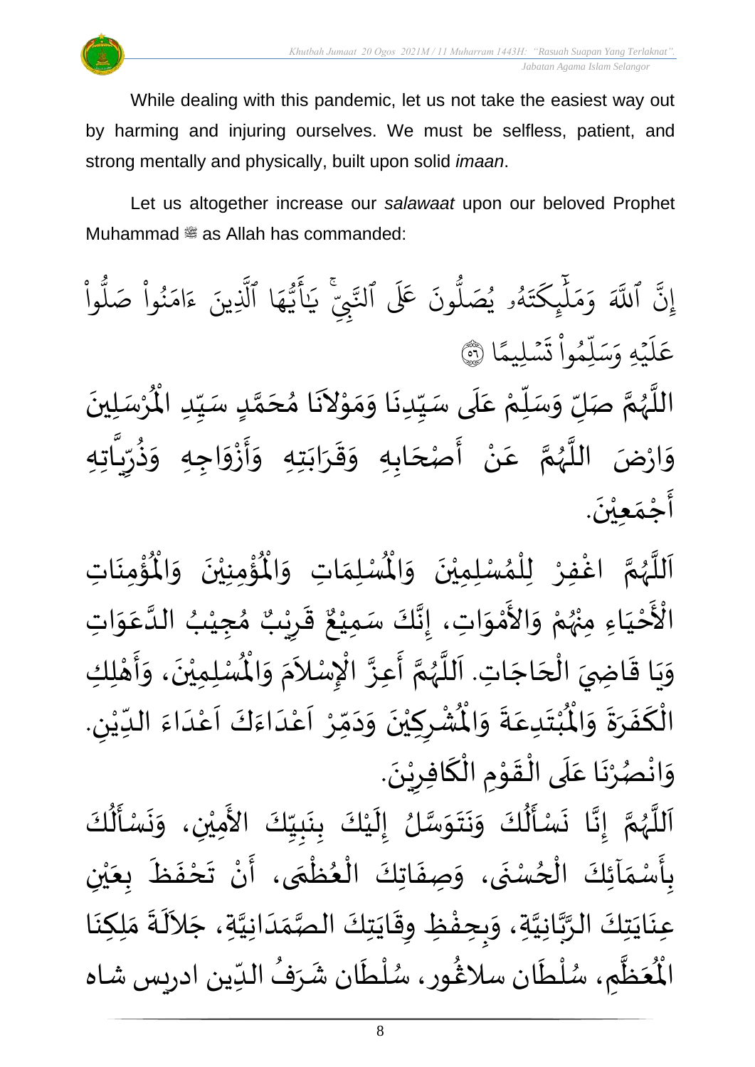While dealing with this pandemic, let us not take the easiest way out by harming and injuring ourselves. We must be selfless, patient, and strong mentally and physically, built upon solid *imaan*.

Let us altogether increase our *salawaat* upon our beloved Prophet Muhammad ﷺ as Allah has commanded:

إِنَّ ٱللَّهَ وَمَلَٰٓئِكَتَهُۥ يُصَلُّونَ عَلَى ٱلنَّبِيِّۚ يَٰٓأَيُّهَا ٱلَّذِينَ ءَامَنُواْ صَلُّواْ عَلَيۡهِ وَسَلِّمُواْ تَسۡلِيمًا ﴿٥٦﴾

اللَّهُمَّ صَلِّ وَسَلِّمْ عَلَى سَيِّدِنَا وَمَوْلاَنَا مُحَمَّدٍ سَيِّدِ الْمُرْسَلِينَ وَارْضَ اللَّهُمَّ عَنْ أَصْحَابِهِ وَقَرَابَتِهِ وَأَزْوَاجِهِ وَذُرِّيَّاتِهِ أَجْمَعِيْنَ.

اَللَّهُمَّ اغْفِرْ لِلْمُسْلِمِيْنَ وَالْمُسْلِمَاتِ وَالْمُؤْمِنِيْنَ وَالْمُؤْمِنَاتِ الْأَحْيَاءِ مِنْهُمْ وَالأَمْوَاتِ، إِنَّكَ سَمِيْعٌ قَرِيْبٌ مُجِيْبُ الدَّعَوَاتِ وَيَا قَاضِيَ الْحَاجَاتِ. اَللَّهُمَّ أَعِزَّ الْإِسْلاَمَ وَالْمُسْلِمِيْنَ، وَأَهْلِكِ الْكَفَرَةَ وَالْمُبْتَدِعَةَ وَالْمُشْرِكِيْنَ وَدَمِّرْ اَعْدَاءَكَ اَعْدَاءَ الدِّيْنِ. وَانْصُرْنَا عَلَى الْقَوْمِ الْكَافِرِيْنَ.

اَللَّهُمَّ إِنَّا نَسْأَلُكَ وَنَتَوَسَّلُ إِلَيْكَ بِنَبِيِّكَ الأَمِيْنِ، وَنَسْأَلُكَ بِأَسْمَآئِكَ الْحُسْنَى، وَصِفَاتِكَ الْعُظْمَى، أَنْ تَحْفَظَ بِعَيْنِ عِنَايَتِكَ الرَّبَّانِيَّةِ، وَبِحِفْظِ وِقَايَتِكَ الصَّمَدَانِيَّةِ، جَلاَلَةَ مَلِكِنَا الْمُعَظَّمِ، سُلْطَان سلاغُور، سُلْطَان شَرَفُ الدِّين ادريس شاه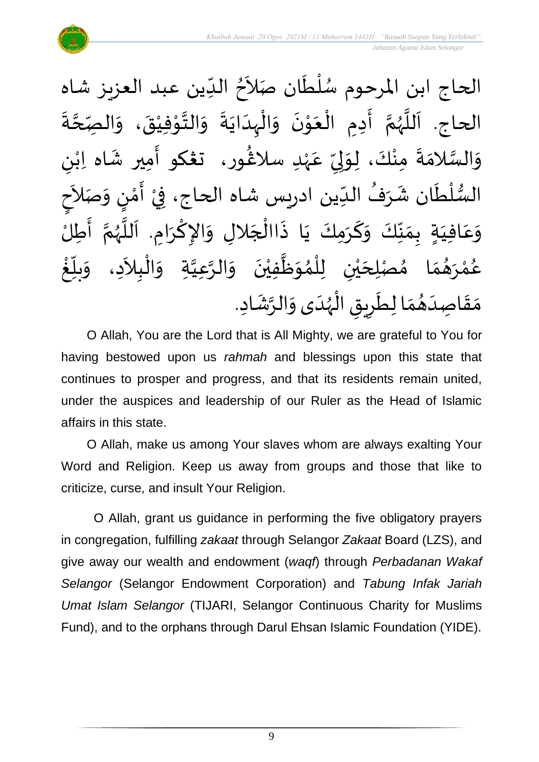الحاج ابن المرحوم سُلْطَان صَلاَحُ الدِّين عبد العزيز شاه الحاج. اَللَّهُمَّ أَدِمِ الْعَوْنَ وَالْهِدَايَةَ وَالتَّوْفِيْقَ، وَالصِّحَّةَ وَالسَّلامَةَ مِنْكَ، لِوَلِيِّ عَهْدِ سلاڠور، تڠكو أَمِير شَاه اِبْنِ السُّلْطَان شَرَفُ الدِّين ادريس شاه الحاج، فِيْ أَمْنٍ وَصَلاَحٍ وَعَافِيَةٍ بِمَنِّكَ وَكَرَمِكَ يَا ذَاالْجَلالِ وَالإِكْرَامِ. اَللَّهُمَّ أَطِلْ عُمْرَهُمَا مُصْلِحَيْنِ لِلْمُوَظَّفِيْنَ وَالرَّعِيَّةِ وَالْبِلاَدِ، وَبَلِّغْ مَقَاصِدَهُمَا لِطَرِيقِ الْهُدَى وَالرَّشَادِ.

O Allah, You are the Lord that is All Mighty, we are grateful to You for having bestowed upon us *rahmah* and blessings upon this state that continues to prosper and progress, and that its residents remain united, under the auspices and leadership of our Ruler as the Head of Islamic affairs in this state.

O Allah, make us among Your slaves whom are always exalting Your Word and Religion. Keep us away from groups and those that like to criticize, curse, and insult Your Religion.

O Allah, grant us guidance in performing the five obligatory prayers in congregation, fulfilling *zakaat* through Selangor *Zakaat* Board (LZS), and give away our wealth and endowment (*waqf*) through *Perbadanan Wakaf Selangor* (Selangor Endowment Corporation) and *Tabung Infak Jariah Umat Islam Selangor* (TIJARI, Selangor Continuous Charity for Muslims Fund), and to the orphans through Darul Ehsan Islamic Foundation (YIDE).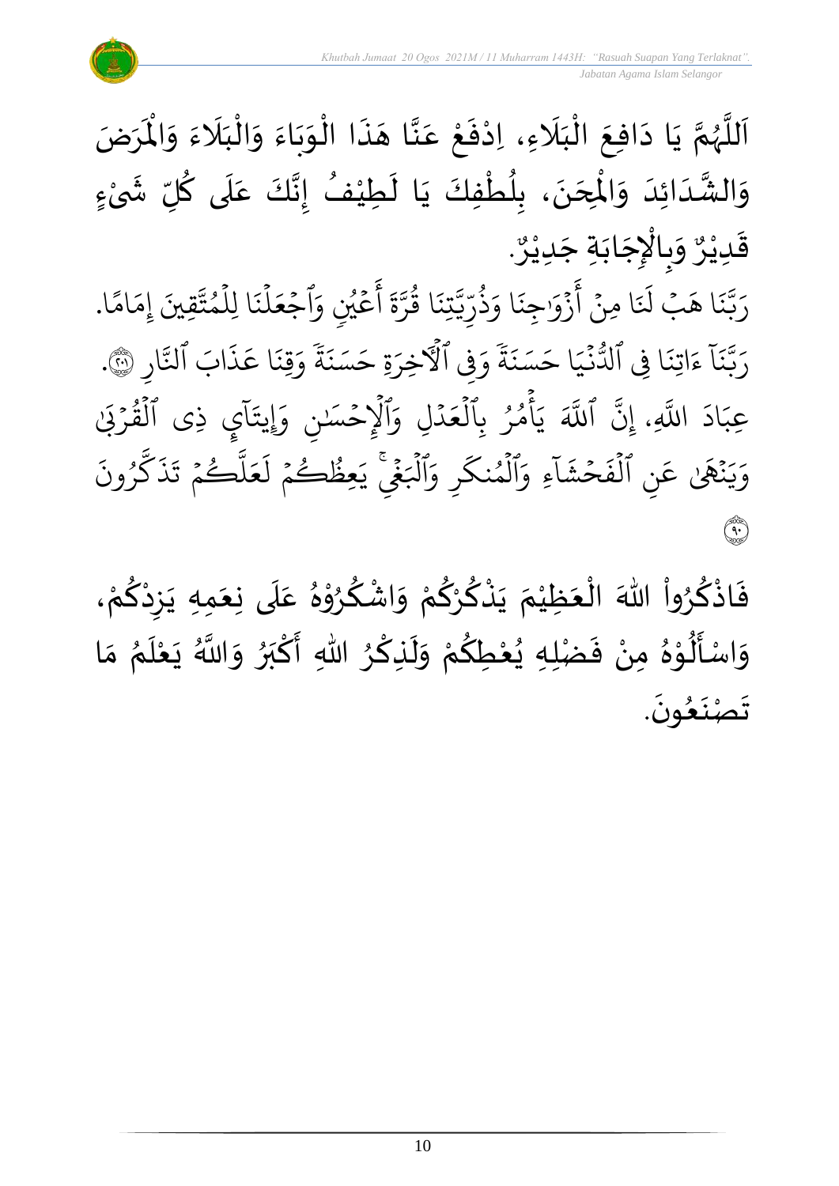اَللَّهُمَّ يَا دَافِعَ الْبَلَاءِ، اِدْفَعْ عَنَّا هَذَا الْوَبَاءَ وَالْبَلَاءَ وَالْمَرَضَ وَالشَّدَائِدَ وَالْمِحَنَ، بِلُطْفِكَ يَا لَطِيْفُ إِنَّكَ عَلَى كُلِّ شَيْءٍ قَدِيْرٌ وَبِالْإِجَابَةِ جَدِيْرٌ.

رَبَّنَا هَبْ لَنَا مِنْ أَزْوَٰجِنَا وَذُرِّيَّتِنَا قُرَّةَ أَعْيُنٍ وَٱجْعَلْنَا لِلْمُتَّقِينَ إِمَامًا.

رَبَّنَآ ءَاتِنَا فِى ٱلدُّنْيَا حَسَنَةً وَفِى ٱلْءَاخِرَةِ حَسَنَةً وَقِنَا عَذَابَ ٱلنَّارِ ﴿٢٠١﴾.

عِبَادَ اللَّهِ، إِنَّ ٱللَّهَ يَأْمُرُ بِٱلْعَدْلِ وَٱلْإِحْسَٰنِ وَإِيتَآىِٕ ذِى ٱلْقُرْبَىٰ وَيَنْهَىٰ عَنِ ٱلْفَحْشَآءِ وَٱلْمُنكَرِ وَٱلْبَغْىِ ۚ يَعِظُكُمْ لَعَلَّكُمْ تَذَكَّرُونَ ﴿٩٠﴾

فَاذْكُرُواْ اللهَ الْعَظِيْمَ يَذْكُرْكُمْ وَاشْكُرُوْهُ عَلَى نِعَمِهِ يَزِدْكُمْ، وَاسْأَلُوْهُ مِنْ فَضْلِهِ يُعْطِكُمْ وَلَذِكْرُ اللهِ أَكْبَرُ وَاللَّهُ يَعْلَمُ مَا تَصْنَعُونَ.